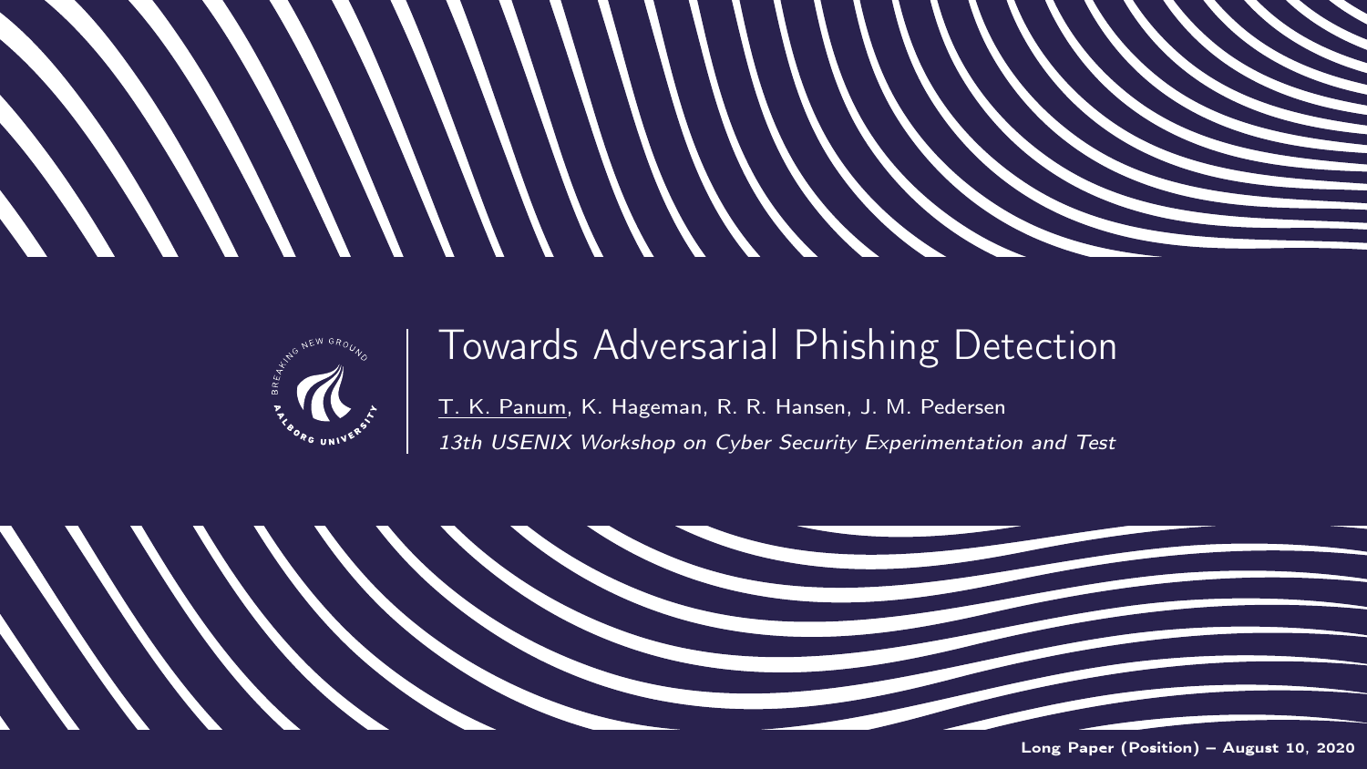# Towards Adversarial Phishing Detection

T. K. Panum, K. Hageman, R. R. Hansen, J. M. Pedersen

*13th USENIX Workshop on Cyber Security Experimentation and Test*

**Long Paper (Position) – August 10, 2020**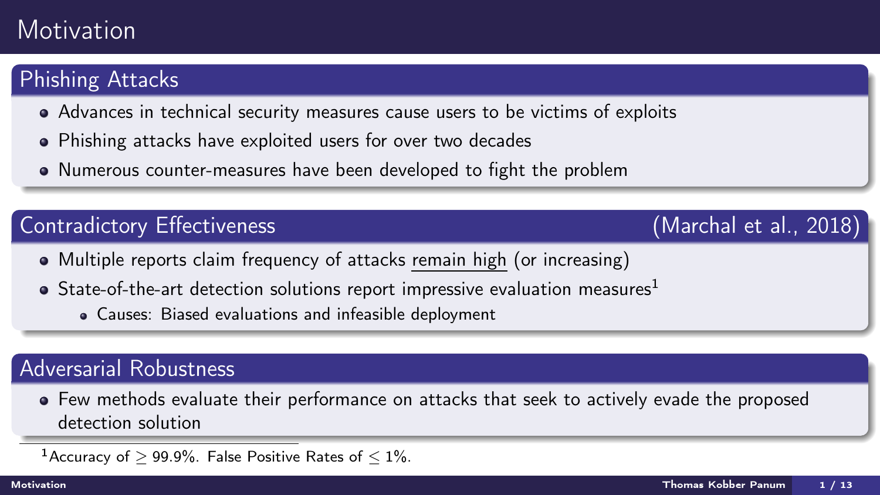# Motivation

## Phishing Attacks

- Advances in technical security measures cause users to be victims of exploits
- Phishing attacks have exploited users for over two decades
- Numerous counter-measures have been developed to fight the problem

## Contradictory Effectiveness (Marchal et al., 2018)

- Multiple reports claim frequency of attacks remain high (or increasing)
- State-of-the-art detection solutions report impressive evaluation measures[1]
  - Causes: Biased evaluations and infeasible deployment

## Adversarial Robustness

- Few methods evaluate their performance on attacks that seek to actively evade the proposed detection solution

---

[1] Accuracy of $\geq 99.9\%$. False Positive Rates of $\leq 1\%$.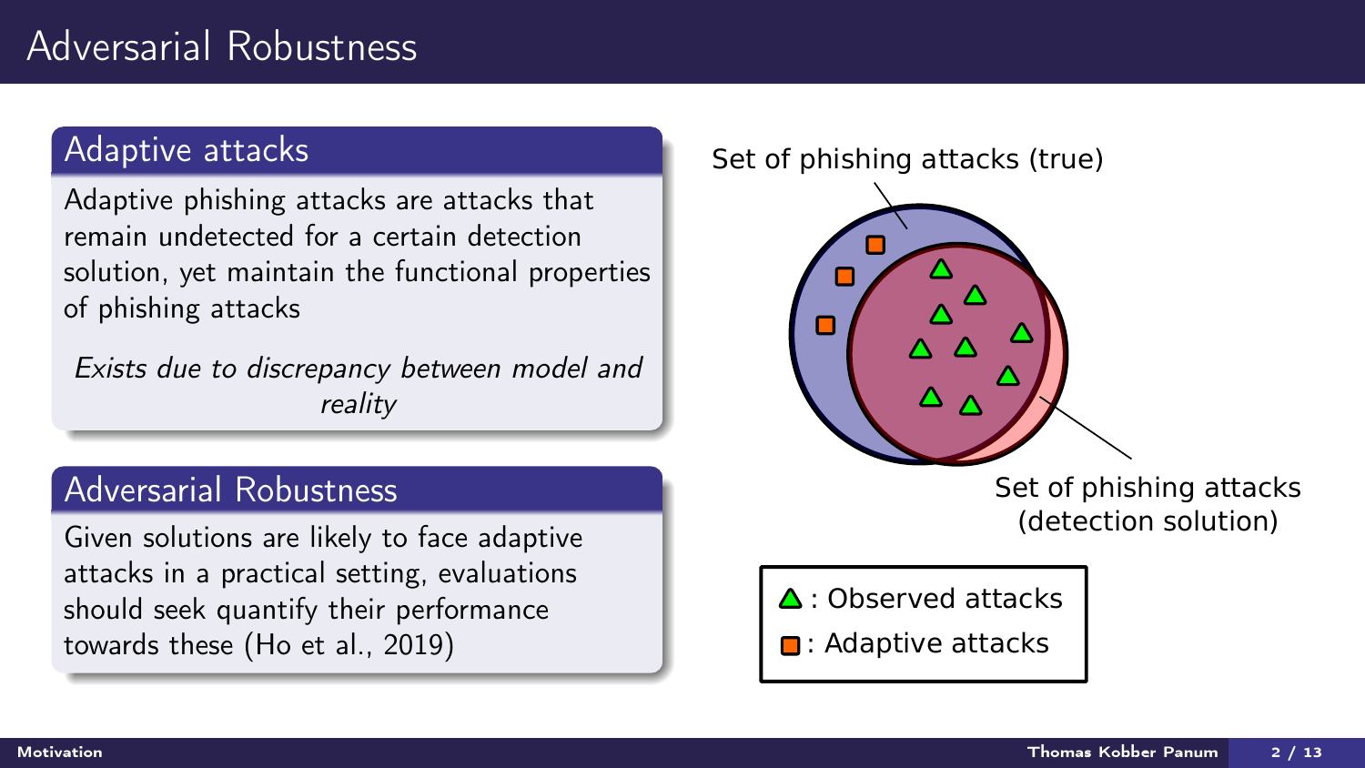# Adversarial Robustness

## Adaptive attacks

Adaptive phishing attacks are attacks that remain undetected for a certain detection solution, yet maintain the functional properties of phishing attacks

*Exists due to discrepancy between model and reality*

## Adversarial Robustness

Given solutions are likely to face adaptive attacks in a practical setting, evaluations should seek quantify their performance towards these (Ho et al., 2019)

Set of phishing attacks (true)

Set of phishing attacks (detection solution)

△ : Observed attacks

□ : Adaptive attacks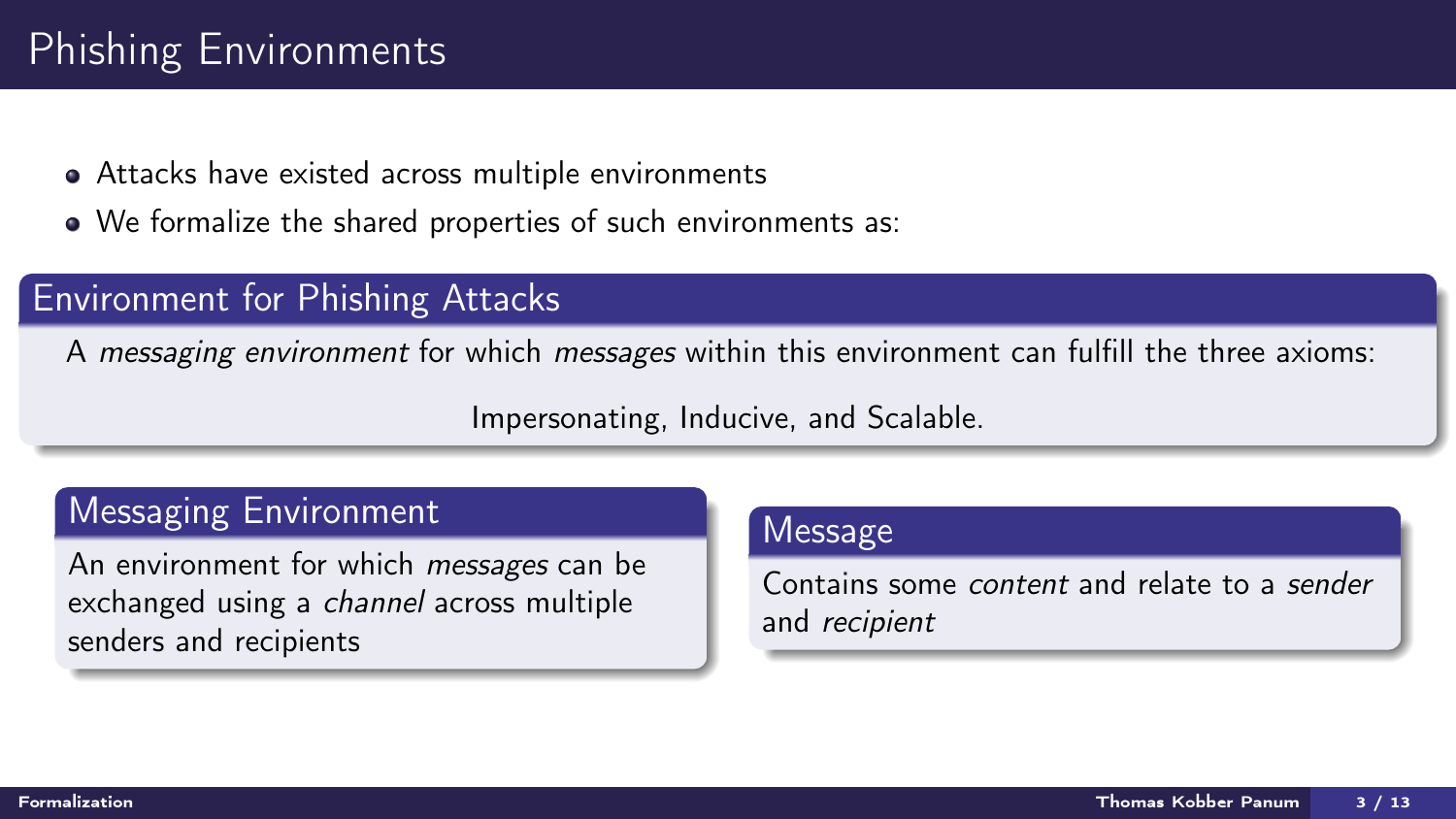# Phishing Environments

- Attacks have existed across multiple environments
- We formalize the shared properties of such environments as:

## Environment for Phishing Attacks

A *messaging environment* for which *messages* within this environment can fulfill the three axioms:

Impersonating, Inducive, and Scalable.

## Messaging Environment

An environment for which *messages* can be exchanged using a *channel* across multiple senders and recipients

## Message

Contains some *content* and relate to a *sender* and *recipient*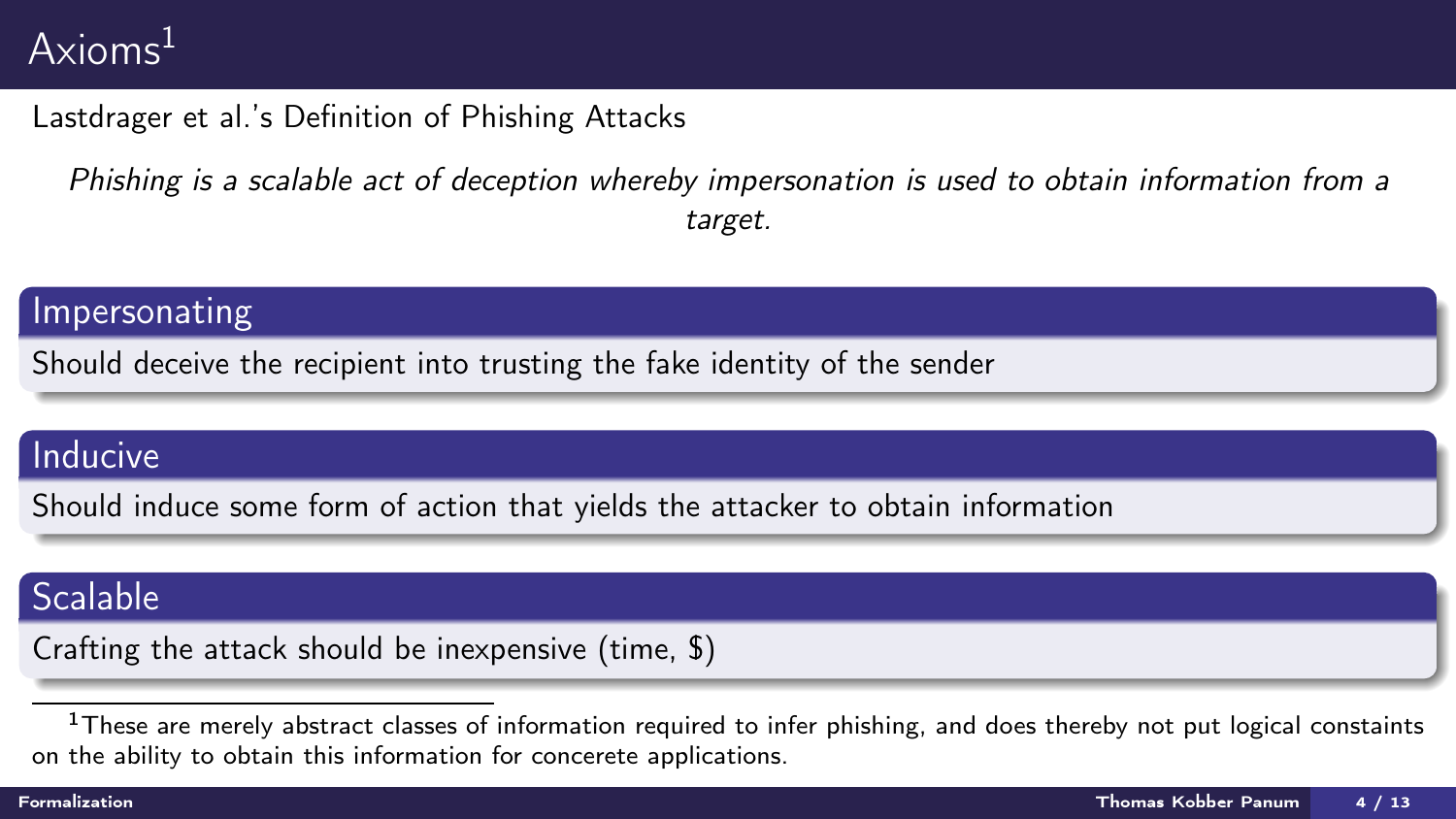# Axioms[1]

Lastdrager et al.'s Definition of Phishing Attacks

*Phishing is a scalable act of deception whereby impersonation is used to obtain information from a target.*

### Impersonating

Should deceive the recipient into trusting the fake identity of the sender

### Inducive

Should induce some form of action that yields the attacker to obtain information

### Scalable

Crafting the attack should be inexpensive (time, $)

[1] These are merely abstract classes of information required to infer phishing, and does thereby not put logical constaints on the ability to obtain this information for concerete applications.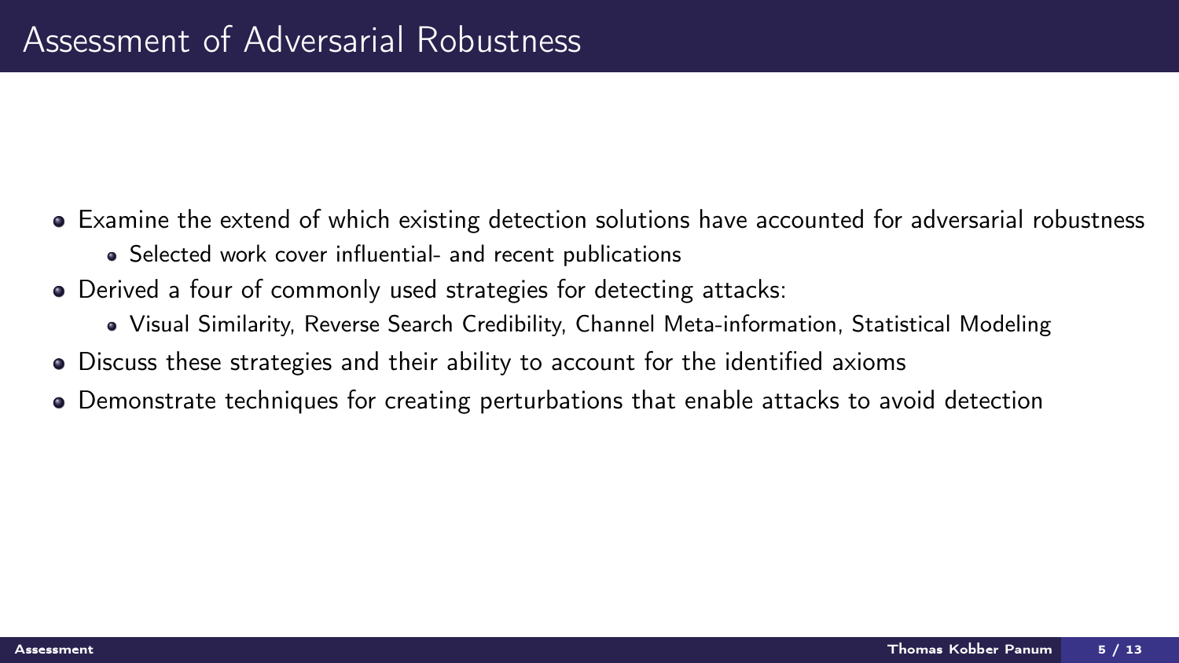# Assessment of Adversarial Robustness

- Examine the extend of which existing detection solutions have accounted for adversarial robustness
  - Selected work cover influential- and recent publications
- Derived a four of commonly used strategies for detecting attacks:
  - Visual Similarity, Reverse Search Credibility, Channel Meta-information, Statistical Modeling
- Discuss these strategies and their ability to account for the identified axioms
- Demonstrate techniques for creating perturbations that enable attacks to avoid detection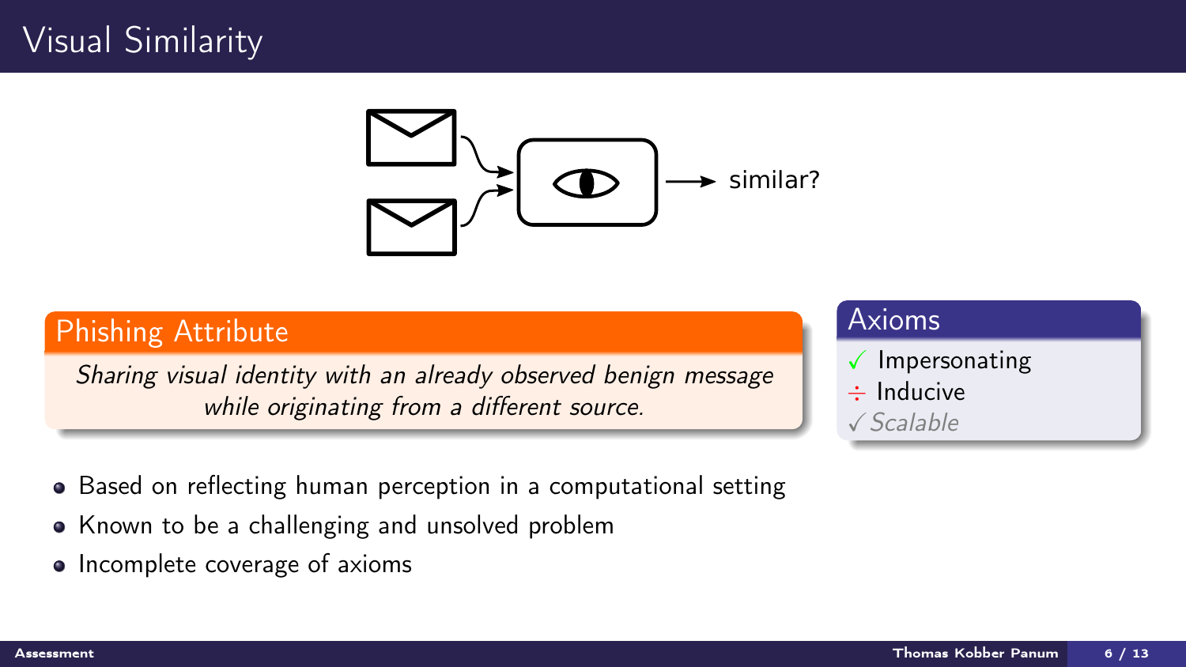# Visual Similarity

similar?

## Phishing Attribute

*Sharing visual identity with an already observed benign message while originating from a different source.*

## Axioms

- ✓ Impersonating
- ÷ Inducive
- ✓ *Scalable*

- Based on reflecting human perception in a computational setting
- Known to be a challenging and unsolved problem
- Incomplete coverage of axioms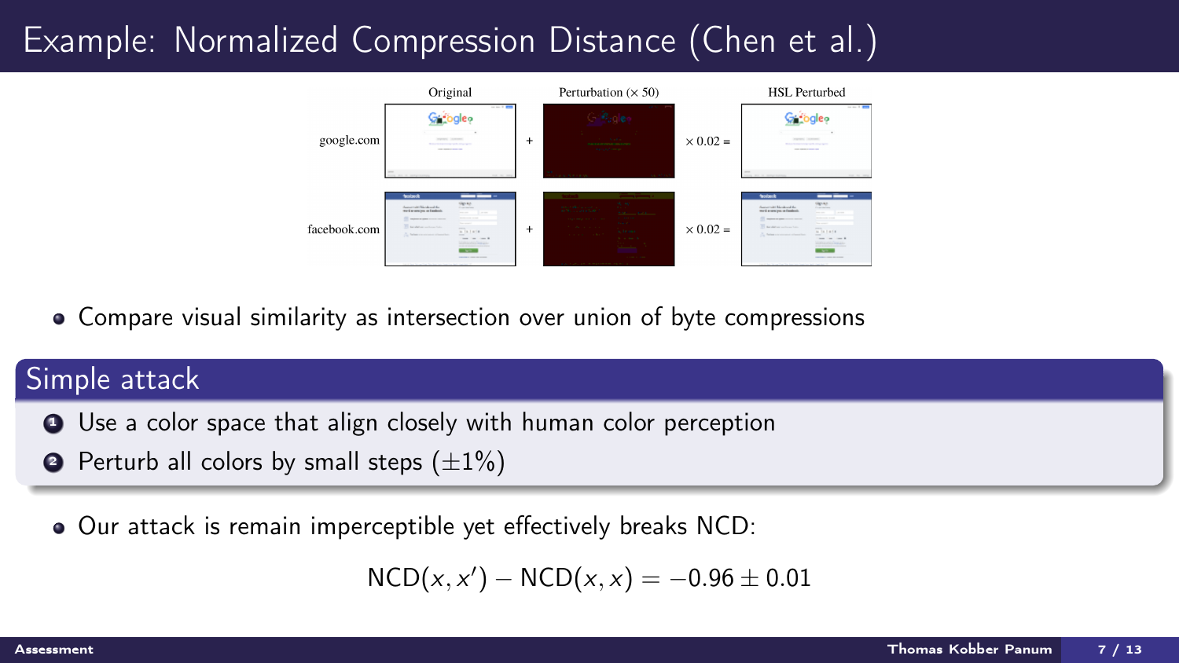# Example: Normalized Compression Distance (Chen et al.)

Original | Perturbation (× 50) | HSL Perturbed

google.com + × 0.02 =

facebook.com + × 0.02 =

- Compare visual similarity as intersection over union of byte compressions

## Simple attack

1. Use a color space that align closely with human color perception
2. Perturb all colors by small steps ($\pm 1\%$)

- Our attack is remain imperceptible yet effectively breaks NCD:

$$\text{NCD}(x, x') - \text{NCD}(x, x) = -0.96 \pm 0.01$$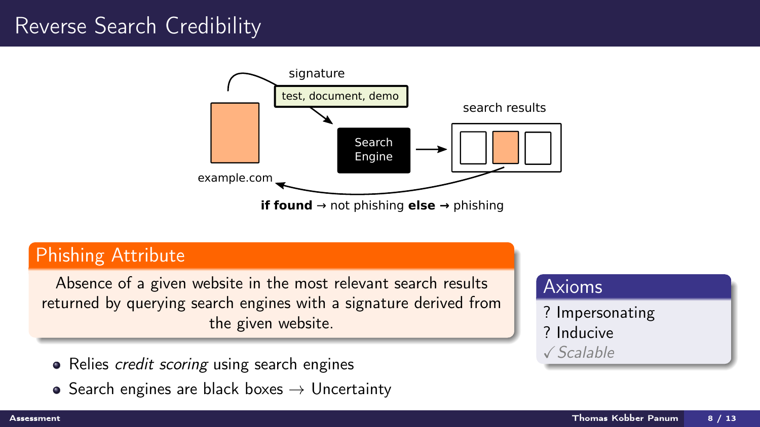# Reverse Search Credibility

signature

test, document, demo

Search Engine

search results

example.com

**if found** → not phishing **else** → phishing

## Phishing Attribute

Absence of a given website in the most relevant search results returned by querying search engines with a signature derived from the given website.

- Relies *credit scoring* using search engines
- Search engines are black boxes → Uncertainty

## Axioms

? Impersonating
? Inducive
✓ *Scalable*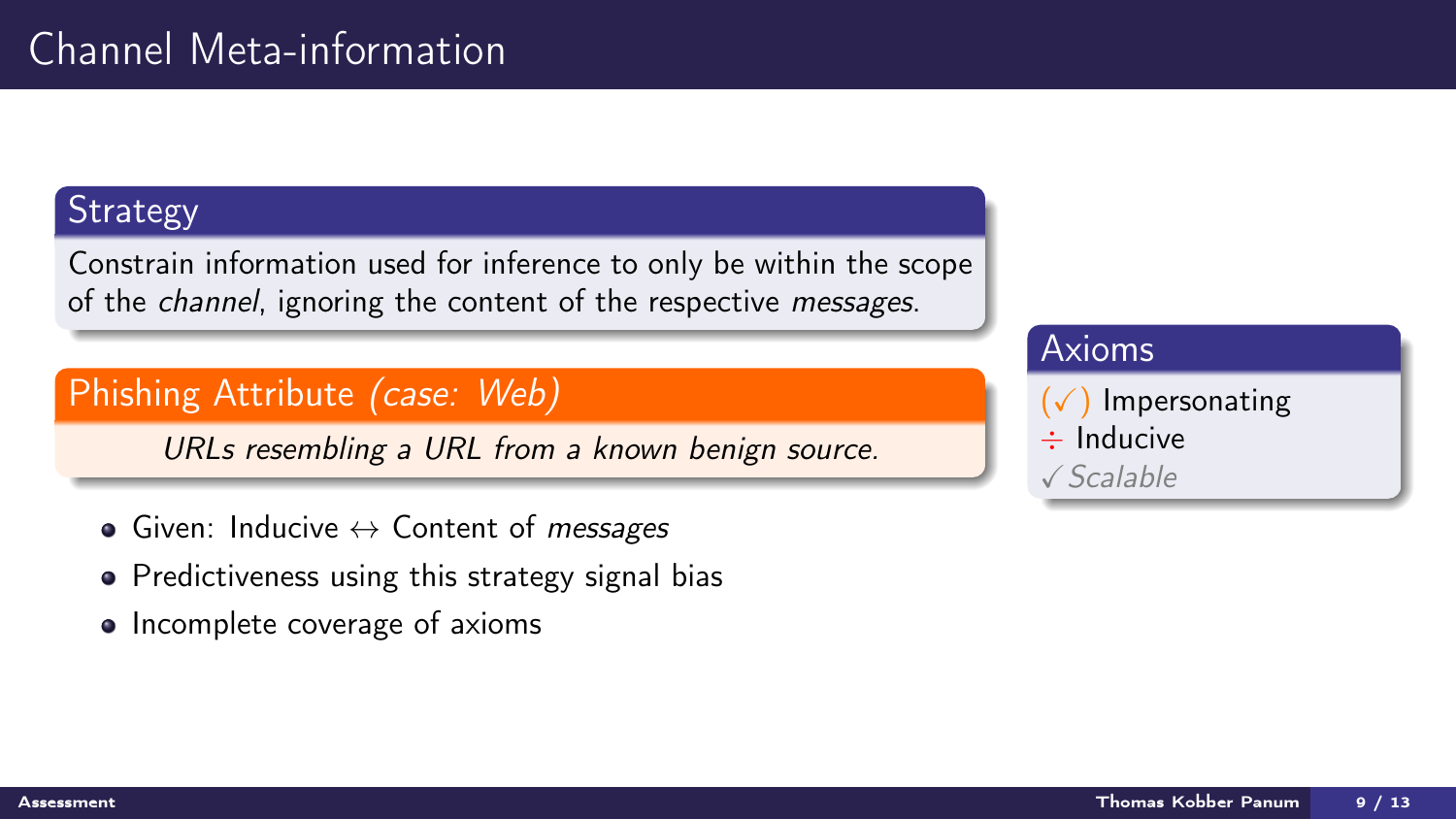# Channel Meta-information

## Strategy

Constrain information used for inference to only be within the scope of the *channel*, ignoring the content of the respective *messages*.

## Phishing Attribute *(case: Web)*

*URLs resembling a URL from a known benign source.*

- Given: Inducive $\leftrightarrow$ Content of *messages*
- Predictiveness using this strategy signal bias
- Incomplete coverage of axioms

## Axioms

($\checkmark$) Impersonating
$\div$ Inducive
$\checkmark$ *Scalable*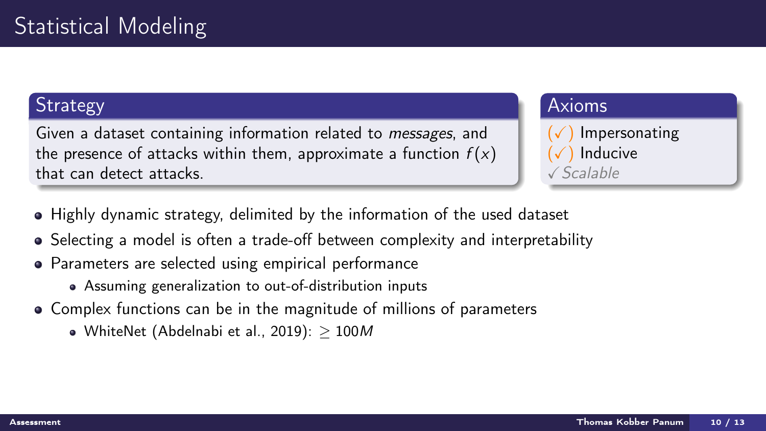# Statistical Modeling

## Strategy

Given a dataset containing information related to *messages*, and the presence of attacks within them, approximate a function $f(x)$ that can detect attacks.

## Axioms

- (✓) Impersonating
- (✓) Inducive
- ✓ *Scalable*

---

- Highly dynamic strategy, delimited by the information of the used dataset
- Selecting a model is often a trade-off between complexity and interpretability
- Parameters are selected using empirical performance
  - Assuming generalization to out-of-distribution inputs
- Complex functions can be in the magnitude of millions of parameters
  - WhiteNet (Abdelnabi et al., 2019): $\geq 100M$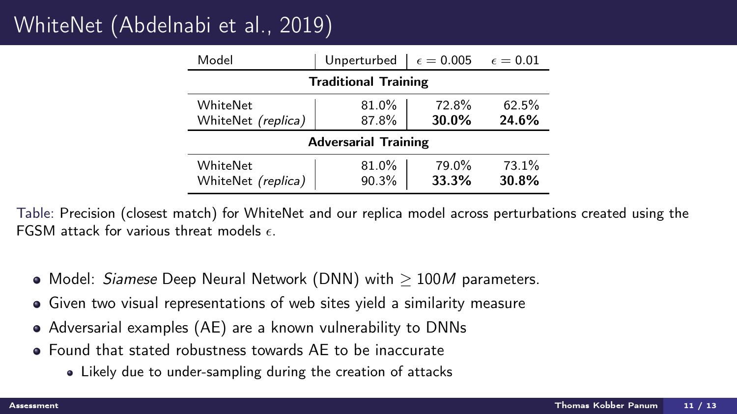# WhiteNet (Abdelnabi et al., 2019)

| Model | Unperturbed | $\epsilon = 0.005$ | $\epsilon = 0.01$ |
|---|---|---|---|
| **Traditional Training** | | | |
| WhiteNet | 81.0% | 72.8% | 62.5% |
| WhiteNet *(replica)* | 87.8% | **30.0%** | **24.6%** |
| **Adversarial Training** | | | |
| WhiteNet | 81.0% | 79.0% | 73.1% |
| WhiteNet *(replica)* | 90.3% | **33.3%** | **30.8%** |

Table: Precision (closest match) for WhiteNet and our replica model across perturbations created using the FGSM attack for various threat models $\epsilon$.

- Model: *Siamese* Deep Neural Network (DNN) with $\geq 100M$ parameters.
- Given two visual representations of web sites yield a similarity measure
- Adversarial examples (AE) are a known vulnerability to DNNs
- Found that stated robustness towards AE to be inaccurate
  - Likely due to under-sampling during the creation of attacks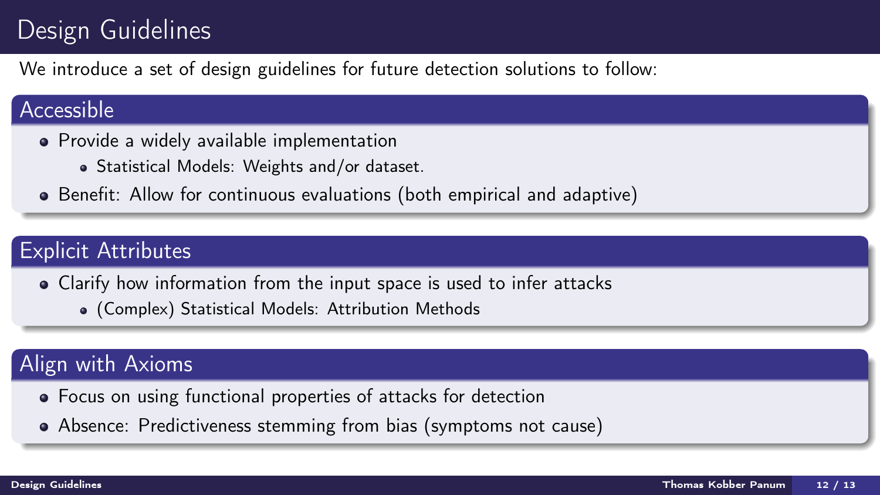# Design Guidelines

We introduce a set of design guidelines for future detection solutions to follow:

## Accessible

- Provide a widely available implementation
  - Statistical Models: Weights and/or dataset.
- Benefit: Allow for continuous evaluations (both empirical and adaptive)

## Explicit Attributes

- Clarify how information from the input space is used to infer attacks
  - (Complex) Statistical Models: Attribution Methods

## Align with Axioms

- Focus on using functional properties of attacks for detection
- Absence: Predictiveness stemming from bias (symptoms not cause)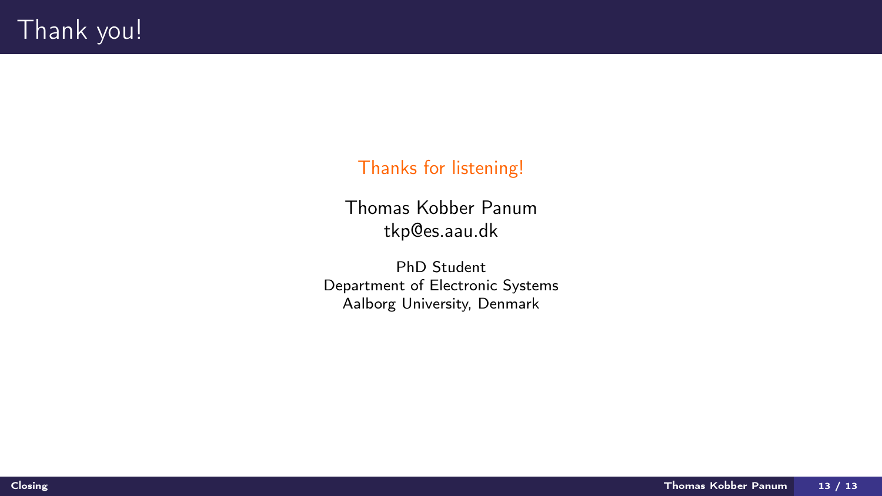# Thank you!

Thanks for listening!

Thomas Kobber Panum
tkp@es.aau.dk

PhD Student
Department of Electronic Systems
Aalborg University, Denmark